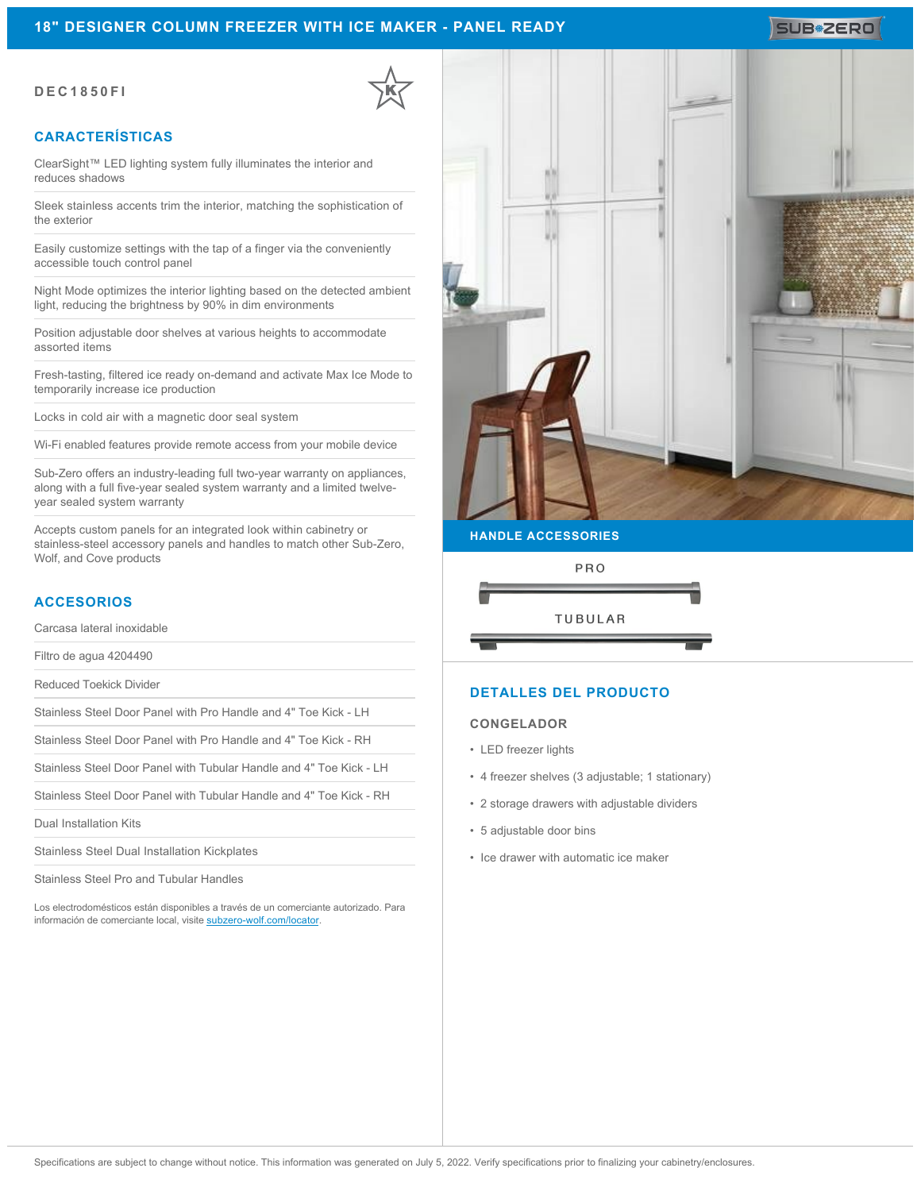# 18" DESIGNER COLUMN FREEZER WITH ICE MAKER - PANEL READY

**DEC1850FI**

## CARACTERÍSTICAS

ClearSight™ LED lighting system fully illuminates the interior and reduces shadows

Sleek stainless accents trim the interior, matching the sophistication of the exterior

Easily customize settings with the tap of a finger via the conveniently accessible touch control panel

Night Mode optimizes the interior lighting based on the detected ambient light, reducing the brightness by 90% in dim environments

Position adjustable door shelves at various heights to accommodate assorted items

Fresh-tasting, filtered ice ready on-demand and activate Max Ice Mode to temporarily increase ice production

Locks in cold air with a magnetic door seal system

Wi-Fi enabled features provide remote access from your mobile device

Sub-Zero offers an industry-leading full two-year warranty on appliances, along with a full five-year sealed system warranty and a limited twelve-year sealed system warranty

Accepts custom panels for an integrated look within cabinetry or stainless-steel accessory panels and handles to match other Sub-Zero, Wolf, and Cove products

## ACCESORIOS

Carcasa lateral inoxidable

Filtro de agua 4204490

Reduced Toekick Divider

Stainless Steel Door Panel with Pro Handle and 4" Toe Kick - LH

Stainless Steel Door Panel with Pro Handle and 4" Toe Kick - RH

Stainless Steel Door Panel with Tubular Handle and 4" Toe Kick - LH

Stainless Steel Door Panel with Tubular Handle and 4" Toe Kick - RH

Dual Installation Kits

Stainless Steel Dual Installation Kickplates

Stainless Steel Pro and Tubular Handles

Los electrodomésticos están disponibles a través de un comerciante autorizado. Para información de comerciante local, visite subzero-wolf.com/locator.

## HANDLE ACCESSORIES

PRO

TUBULAR

## DETALLES DEL PRODUCTO

### CONGELADOR

- LED freezer lights
- 4 freezer shelves (3 adjustable; 1 stationary)
- 2 storage drawers with adjustable dividers
- 5 adjustable door bins
- Ice drawer with automatic ice maker

Specifications are subject to change without notice. This information was generated on July 5, 2022. Verify specifications prior to finalizing your cabinetry/enclosures.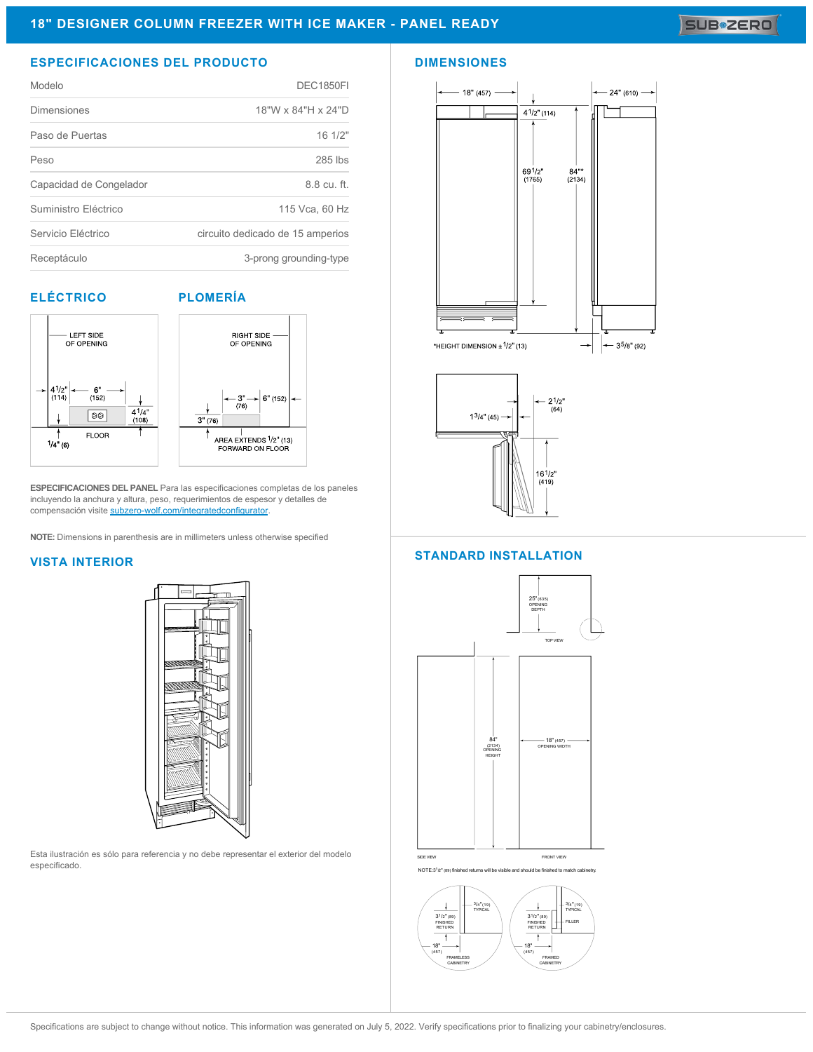# 18" DESIGNER COLUMN FREEZER WITH ICE MAKER - PANEL READY

SUB-ZERO

## ESPECIFICACIONES DEL PRODUCTO

| | |
|---|---|
| Modelo | DEC1850FI |
| Dimensiones | 18"W x 84"H x 24"D |
| Paso de Puertas | 16 1/2" |
| Peso | 285 lbs |
| Capacidad de Congelador | 8.8 cu. ft. |
| Suministro Eléctrico | 115 Vca, 60 Hz |
| Servicio Eléctrico | circuito dedicado de 15 amperios |
| Receptáculo | 3-prong grounding-type |

## ELÉCTRICO

LEFT SIDE OF OPENING

4 1/2" (114)

6" (152)

4 1/4" (108)

FLOOR

1/4" (6)

## PLOMERÍA

RIGHT SIDE OF OPENING

3" (76)

6" (152)

3" (76)

AREA EXTENDS 1/2" (13) FORWARD ON FLOOR

**ESPECIFICACIONES DEL PANEL** Para las especificaciones completas de los paneles incluyendo la anchura y altura, peso, requerimientos de espesor y detalles de compensación visite subzero-wolf.com/integratedconfigurator.

**NOTE:** Dimensions in parenthesis are in millimeters unless otherwise specified

## VISTA INTERIOR

Esta ilustración es sólo para referencia y no debe representar el exterior del modelo especificado.

## DIMENSIONES

18" (457)

24" (610)

4 1/2" (114)

69 1/2" (1765)

84"* (2134)

*HEIGHT DIMENSION ± 1/2" (13)

3 5/8" (92)

2 1/2" (64)

1 3/4" (45)

16 1/2" (419)

## STANDARD INSTALLATION

25" (635) OPENING DEPTH

TOP VIEW

84" (2134) OPENING HEIGHT

18" (457) OPENING WIDTH

SIDE VIEW

FRONT VIEW

NOTE: 3 1/2" (89) finished returns will be visible and should be finished to match cabinetry.

3/4" (19) TYPICAL

3 1/2" (89) FINISHED RETURN

18" (457)

FRAMELESS CABINETRY

3/4" (19) TYPICAL

3 1/2" (89) FINISHED RETURN

FILLER

18" (457)

FRAMED CABINETRY

Specifications are subject to change without notice. This information was generated on July 5, 2022. Verify specifications prior to finalizing your cabinetry/enclosures.